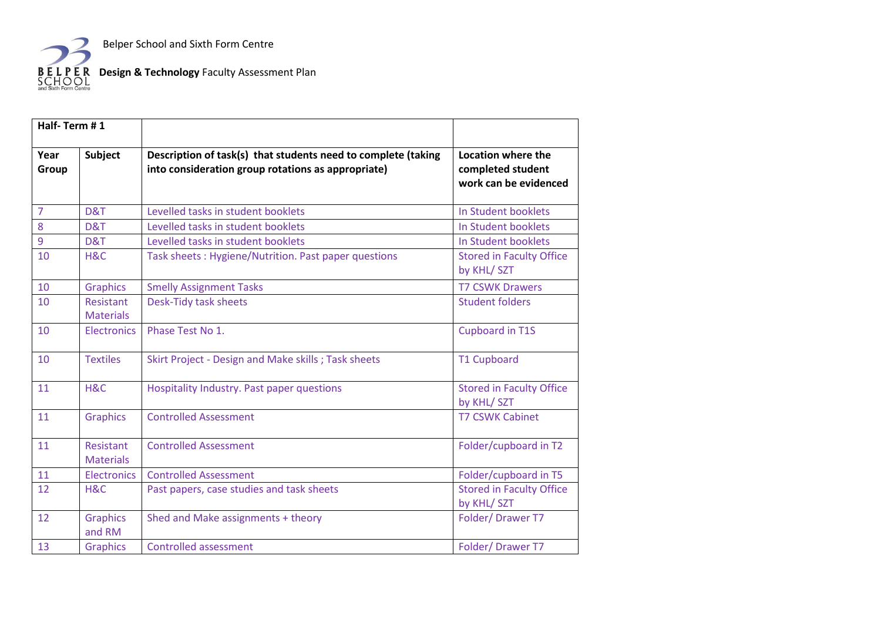Belper School and Sixth Form Centre

**Design & Technology** Faculty Assessment Plan

| **Half- Term # 1** | | | |
|---|---|---|---|
| **Year Group** | **Subject** | **Description of task(s) that students need to complete (taking into consideration group rotations as appropriate)** | **Location where the completed student work can be evidenced** |
| 7 | D&T | Levelled tasks in student booklets | In Student booklets |
| 8 | D&T | Levelled tasks in student booklets | In Student booklets |
| 9 | D&T | Levelled tasks in student booklets | In Student booklets |
| 10 | H&C | Task sheets : Hygiene/Nutrition. Past paper questions | Stored in Faculty Office by KHL/ SZT |
| 10 | Graphics | Smelly Assignment Tasks | T7 CSWK Drawers |
| 10 | Resistant Materials | Desk-Tidy task sheets | Student folders |
| 10 | Electronics | Phase Test No 1. | Cupboard in T1S |
| 10 | Textiles | Skirt Project - Design and Make skills ; Task sheets | T1 Cupboard |
| 11 | H&C | Hospitality Industry. Past paper questions | Stored in Faculty Office by KHL/ SZT |
| 11 | Graphics | Controlled Assessment | T7 CSWK Cabinet |
| 11 | Resistant Materials | Controlled Assessment | Folder/cupboard in T2 |
| 11 | Electronics | Controlled Assessment | Folder/cupboard in T5 |
| 12 | H&C | Past papers, case studies and task sheets | Stored in Faculty Office by KHL/ SZT |
| 12 | Graphics and RM | Shed and Make assignments + theory | Folder/ Drawer T7 |
| 13 | Graphics | Controlled assessment | Folder/ Drawer T7 |